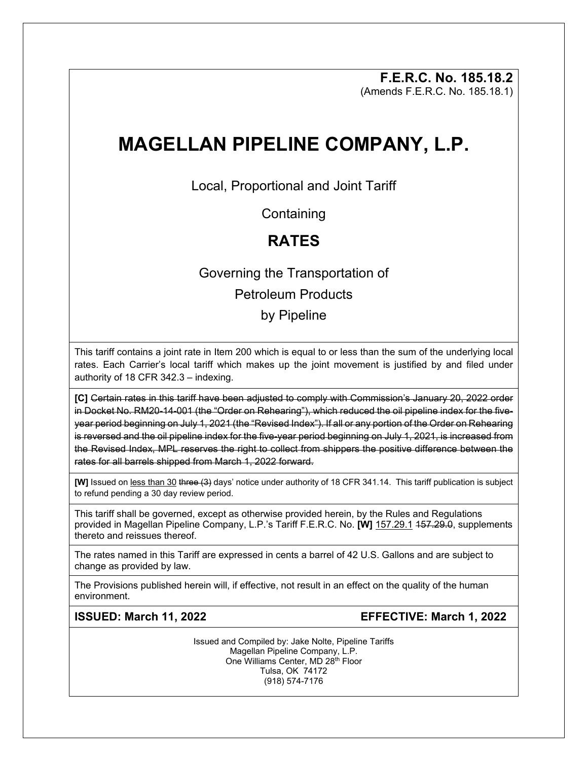**F.E.R.C. No. 185.18.2**
(Amends F.E.R.C. No. 185.18.1)

# MAGELLAN PIPELINE COMPANY, L.P.

Local, Proportional and Joint Tariff

Containing

## RATES

Governing the Transportation of
Petroleum Products
by Pipeline

This tariff contains a joint rate in Item 200 which is equal to or less than the sum of the underlying local rates. Each Carrier's local tariff which makes up the joint movement is justified by and filed under authority of 18 CFR 342.3 – indexing.

**[C]** ~~Certain rates in this tariff have been adjusted to comply with Commission's January 20, 2022 order in Docket No. RM20-14-001 (the "Order on Rehearing"), which reduced the oil pipeline index for the five-year period beginning on July 1, 2021 (the "Revised Index"). If all or any portion of the Order on Rehearing is reversed and the oil pipeline index for the five-year period beginning on July 1, 2021, is increased from the Revised Index, MPL reserves the right to collect from shippers the positive difference between the rates for all barrels shipped from March 1, 2022 forward.~~

**[W]** Issued on <u>less than 30</u> ~~three (3)~~ days' notice under authority of 18 CFR 341.14. This tariff publication is subject to refund pending a 30 day review period.

This tariff shall be governed, except as otherwise provided herein, by the Rules and Regulations provided in Magellan Pipeline Company, L.P.'s Tariff F.E.R.C. No. **[W]** <u>157.29.1</u> ~~157.29.0~~, supplements thereto and reissues thereof.

The rates named in this Tariff are expressed in cents a barrel of 42 U.S. Gallons and are subject to change as provided by law.

The Provisions published herein will, if effective, not result in an effect on the quality of the human environment.

**ISSUED: March 11, 2022** **EFFECTIVE: March 1, 2022**

Issued and Compiled by: Jake Nolte, Pipeline Tariffs
Magellan Pipeline Company, L.P.
One Williams Center, MD 28th Floor
Tulsa, OK 74172
(918) 574-7176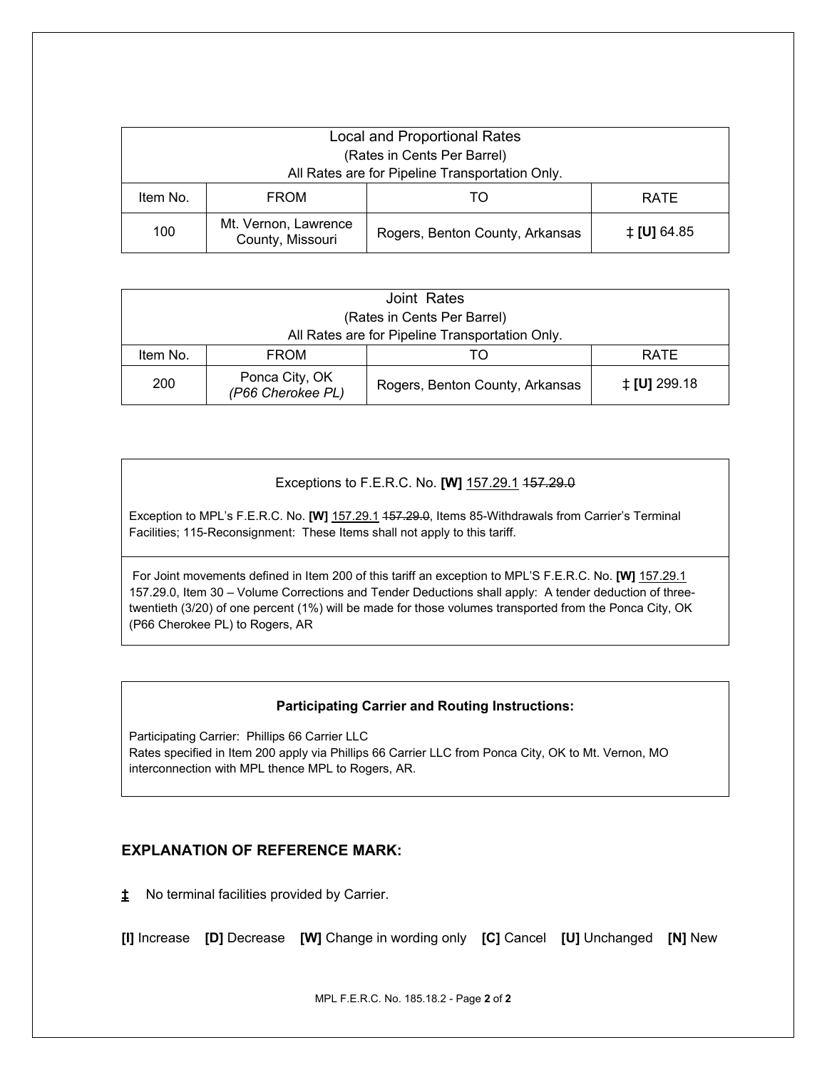| Local and Proportional Rates (Rates in Cents Per Barrel) All Rates are for Pipeline Transportation Only. | | | |
|---|---|---|---|
| Item No. | FROM | TO | RATE |
| 100 | Mt. Vernon, Lawrence County, Missouri | Rogers, Benton County, Arkansas | ‡ **[U]** 64.85 |

| Joint Rates (Rates in Cents Per Barrel) All Rates are for Pipeline Transportation Only. | | | |
|---|---|---|---|
| Item No. | FROM | TO | RATE |
| 200 | Ponca City, OK *(P66 Cherokee PL)* | Rogers, Benton County, Arkansas | ‡ **[U]** 299.18 |

Exceptions to F.E.R.C. No. **[W]** 157.29.1 ~~157.29.0~~

Exception to MPL's F.E.R.C. No. **[W]** 157.29.1 ~~157.29.0~~, Items 85-Withdrawals from Carrier's Terminal Facilities; 115-Reconsignment: These Items shall not apply to this tariff.

For Joint movements defined in Item 200 of this tariff an exception to MPL'S F.E.R.C. No. **[W]** 157.29.1 157.29.0, Item 30 – Volume Corrections and Tender Deductions shall apply: A tender deduction of three-twentieth (3/20) of one percent (1%) will be made for those volumes transported from the Ponca City, OK (P66 Cherokee PL) to Rogers, AR

**Participating Carrier and Routing Instructions:**

Participating Carrier: Phillips 66 Carrier LLC
Rates specified in Item 200 apply via Phillips 66 Carrier LLC from Ponca City, OK to Mt. Vernon, MO interconnection with MPL thence MPL to Rogers, AR.

## EXPLANATION OF REFERENCE MARK:

‡ No terminal facilities provided by Carrier.

**[I]** Increase **[D]** Decrease **[W]** Change in wording only **[C]** Cancel **[U]** Unchanged **[N]** New